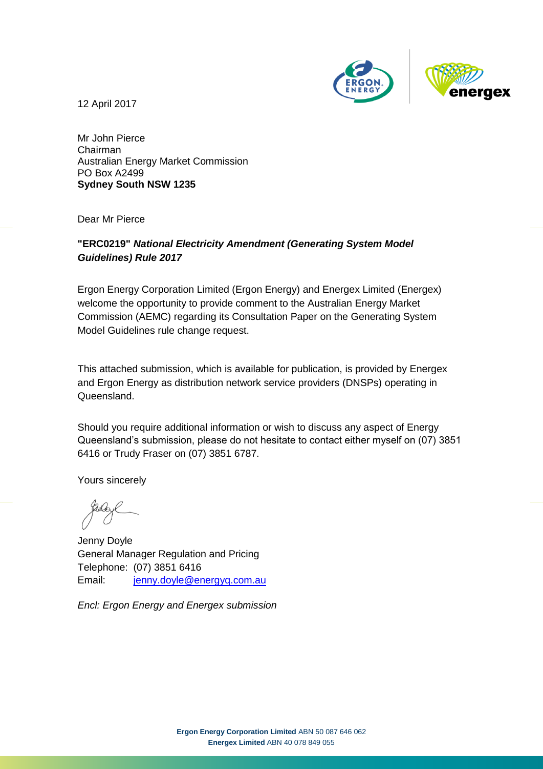12 April 2017

Mr John Pierce
Chairman
Australian Energy Market Commission
PO Box A2499
**Sydney South NSW 1235**

Dear Mr Pierce

**"ERC0219"** ***National Electricity Amendment (Generating System Model Guidelines) Rule 2017***

Ergon Energy Corporation Limited (Ergon Energy) and Energex Limited (Energex) welcome the opportunity to provide comment to the Australian Energy Market Commission (AEMC) regarding its Consultation Paper on the Generating System Model Guidelines rule change request.

This attached submission, which is available for publication, is provided by Energex and Ergon Energy as distribution network service providers (DNSPs) operating in Queensland.

Should you require additional information or wish to discuss any aspect of Energy Queensland's submission, please do not hesitate to contact either myself on (07) 3851 6416 or Trudy Fraser on (07) 3851 6787.

Yours sincerely

Jenny Doyle
General Manager Regulation and Pricing
Telephone: (07) 3851 6416
Email: jenny.doyle@energyq.com.au

*Encl: Ergon Energy and Energex submission*

**Ergon Energy Corporation Limited** ABN 50 087 646 062
**Energex Limited** ABN 40 078 849 055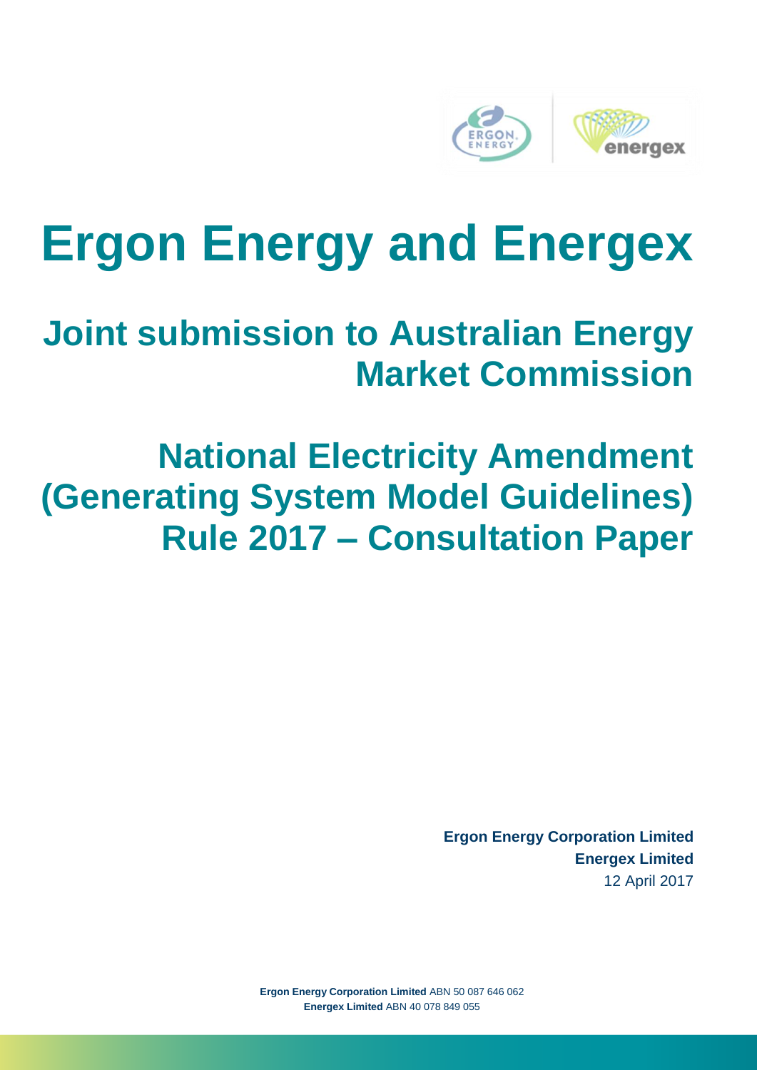# Ergon Energy and Energex

## Joint submission to Australian Energy Market Commission

## National Electricity Amendment (Generating System Model Guidelines) Rule 2017 – Consultation Paper

**Ergon Energy Corporation Limited**
**Energex Limited**
12 April 2017

**Ergon Energy Corporation Limited** ABN 50 087 646 062
**Energex Limited** ABN 40 078 849 055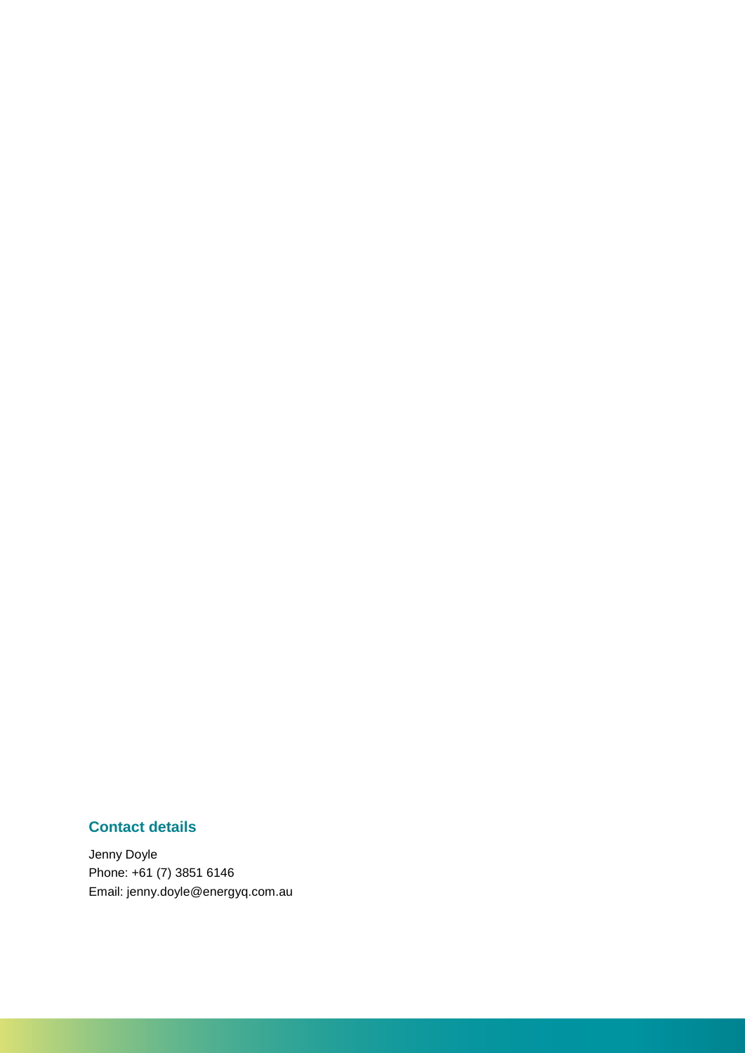## Contact details

Jenny Doyle
Phone: +61 (7) 3851 6146
Email: jenny.doyle@energyq.com.au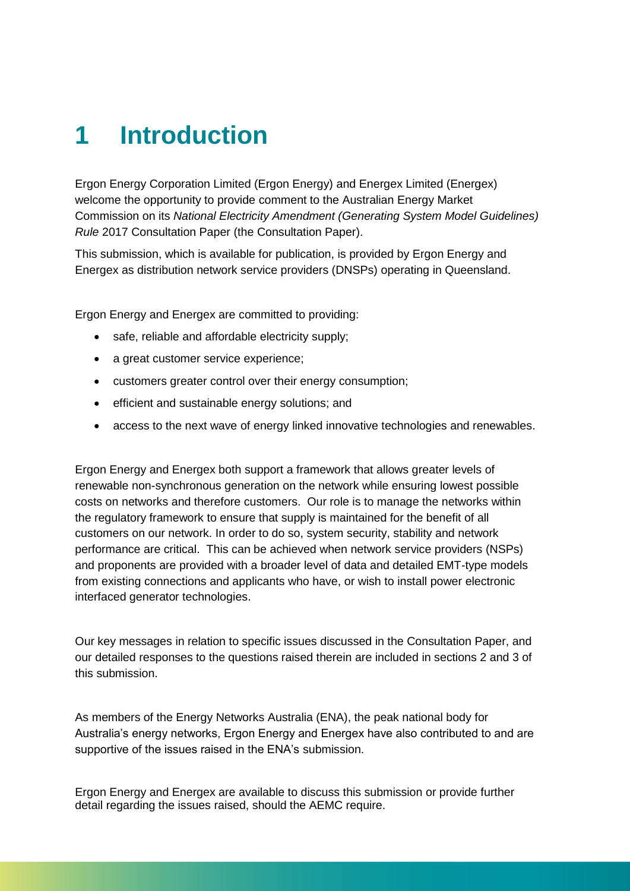# 1 Introduction

Ergon Energy Corporation Limited (Ergon Energy) and Energex Limited (Energex) welcome the opportunity to provide comment to the Australian Energy Market Commission on its *National Electricity Amendment (Generating System Model Guidelines) Rule* 2017 Consultation Paper (the Consultation Paper).

This submission, which is available for publication, is provided by Ergon Energy and Energex as distribution network service providers (DNSPs) operating in Queensland.

Ergon Energy and Energex are committed to providing:

- safe, reliable and affordable electricity supply;
- a great customer service experience;
- customers greater control over their energy consumption;
- efficient and sustainable energy solutions; and
- access to the next wave of energy linked innovative technologies and renewables.

Ergon Energy and Energex both support a framework that allows greater levels of renewable non-synchronous generation on the network while ensuring lowest possible costs on networks and therefore customers. Our role is to manage the networks within the regulatory framework to ensure that supply is maintained for the benefit of all customers on our network. In order to do so, system security, stability and network performance are critical. This can be achieved when network service providers (NSPs) and proponents are provided with a broader level of data and detailed EMT-type models from existing connections and applicants who have, or wish to install power electronic interfaced generator technologies.

Our key messages in relation to specific issues discussed in the Consultation Paper, and our detailed responses to the questions raised therein are included in sections 2 and 3 of this submission.

As members of the Energy Networks Australia (ENA), the peak national body for Australia's energy networks, Ergon Energy and Energex have also contributed to and are supportive of the issues raised in the ENA's submission.

Ergon Energy and Energex are available to discuss this submission or provide further detail regarding the issues raised, should the AEMC require.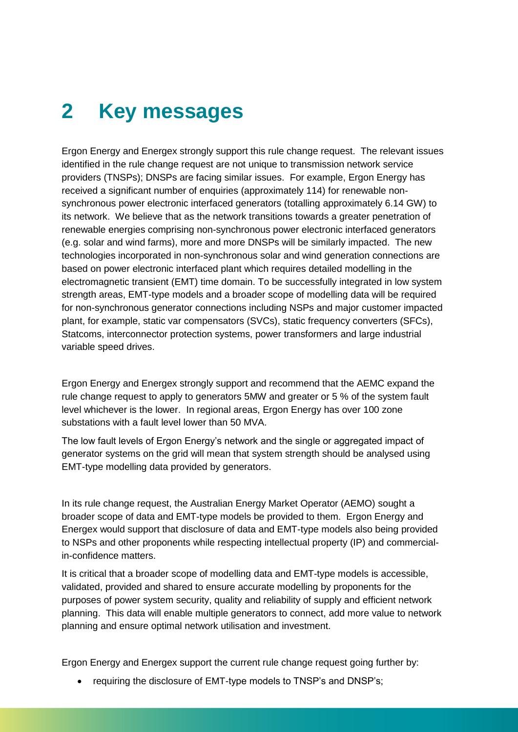# 2 Key messages

Ergon Energy and Energex strongly support this rule change request. The relevant issues identified in the rule change request are not unique to transmission network service providers (TNSPs); DNSPs are facing similar issues. For example, Ergon Energy has received a significant number of enquiries (approximately 114) for renewable non-synchronous power electronic interfaced generators (totalling approximately 6.14 GW) to its network. We believe that as the network transitions towards a greater penetration of renewable energies comprising non-synchronous power electronic interfaced generators (e.g. solar and wind farms), more and more DNSPs will be similarly impacted. The new technologies incorporated in non-synchronous solar and wind generation connections are based on power electronic interfaced plant which requires detailed modelling in the electromagnetic transient (EMT) time domain. To be successfully integrated in low system strength areas, EMT-type models and a broader scope of modelling data will be required for non-synchronous generator connections including NSPs and major customer impacted plant, for example, static var compensators (SVCs), static frequency converters (SFCs), Statcoms, interconnector protection systems, power transformers and large industrial variable speed drives.

Ergon Energy and Energex strongly support and recommend that the AEMC expand the rule change request to apply to generators 5MW and greater or 5 % of the system fault level whichever is the lower. In regional areas, Ergon Energy has over 100 zone substations with a fault level lower than 50 MVA.

The low fault levels of Ergon Energy's network and the single or aggregated impact of generator systems on the grid will mean that system strength should be analysed using EMT-type modelling data provided by generators.

In its rule change request, the Australian Energy Market Operator (AEMO) sought a broader scope of data and EMT-type models be provided to them. Ergon Energy and Energex would support that disclosure of data and EMT-type models also being provided to NSPs and other proponents while respecting intellectual property (IP) and commercial-in-confidence matters.

It is critical that a broader scope of modelling data and EMT-type models is accessible, validated, provided and shared to ensure accurate modelling by proponents for the purposes of power system security, quality and reliability of supply and efficient network planning. This data will enable multiple generators to connect, add more value to network planning and ensure optimal network utilisation and investment.

Ergon Energy and Energex support the current rule change request going further by:

- requiring the disclosure of EMT-type models to TNSP's and DNSP's;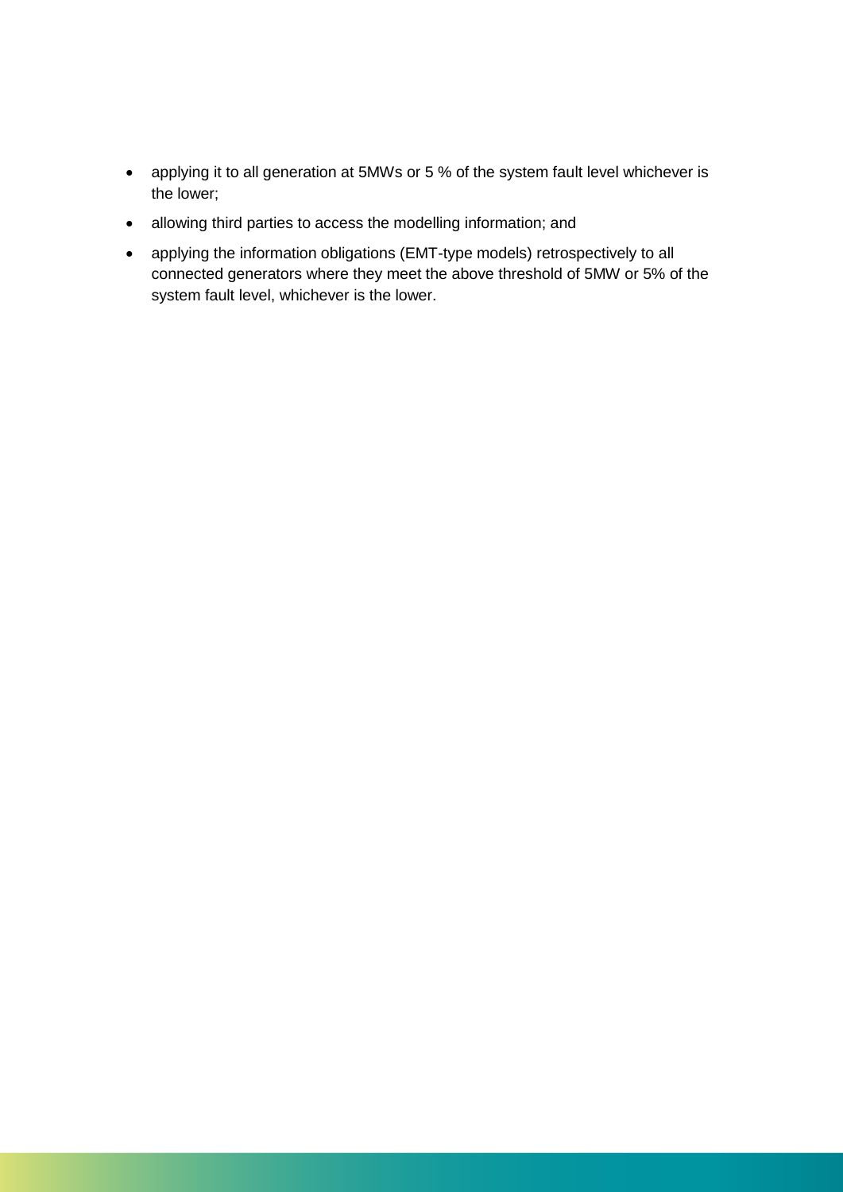- applying it to all generation at 5MWs or 5 % of the system fault level whichever is the lower;
- allowing third parties to access the modelling information; and
- applying the information obligations (EMT-type models) retrospectively to all connected generators where they meet the above threshold of 5MW or 5% of the system fault level, whichever is the lower.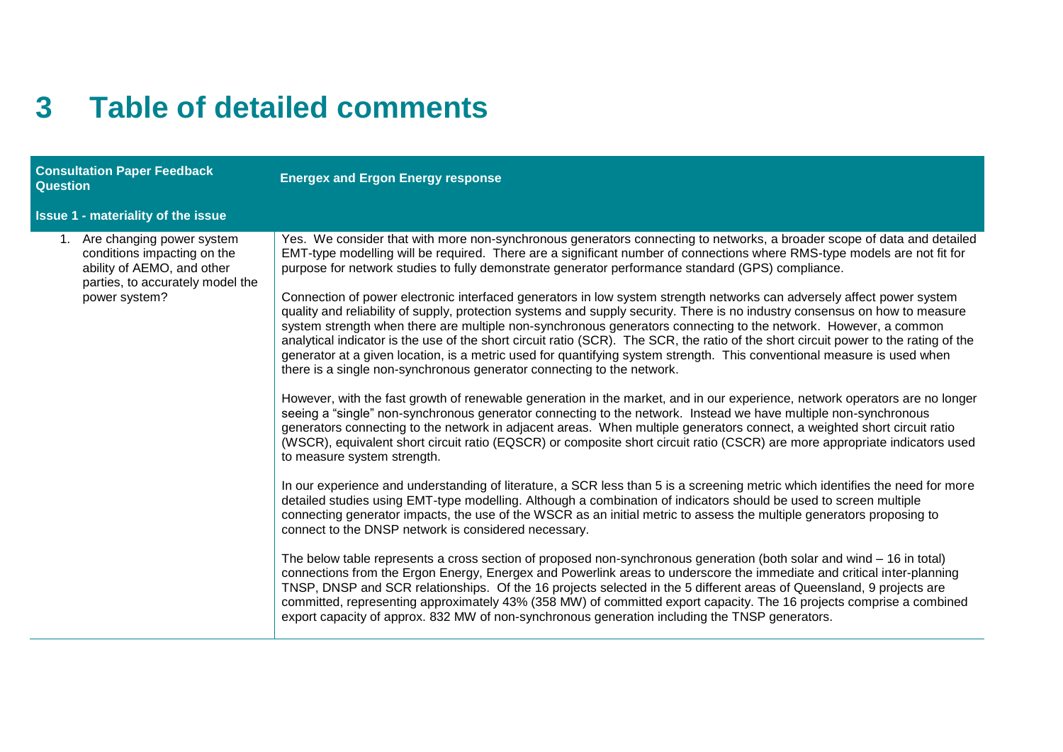# 3 Table of detailed comments

| Consultation Paper Feedback Question | Energex and Ergon Energy response |
|---|---|
| **Issue 1 - materiality of the issue** | |
| 1. Are changing power system conditions impacting on the ability of AEMO, and other parties, to accurately model the power system? | Yes. We consider that with more non-synchronous generators connecting to networks, a broader scope of data and detailed EMT-type modelling will be required. There are a significant number of connections where RMS-type models are not fit for purpose for network studies to fully demonstrate generator performance standard (GPS) compliance.<br><br>Connection of power electronic interfaced generators in low system strength networks can adversely affect power system quality and reliability of supply, protection systems and supply security. There is no industry consensus on how to measure system strength when there are multiple non-synchronous generators connecting to the network. However, a common analytical indicator is the use of the short circuit ratio (SCR). The SCR, the ratio of the short circuit power to the rating of the generator at a given location, is a metric used for quantifying system strength. This conventional measure is used when there is a single non-synchronous generator connecting to the network.<br><br>However, with the fast growth of renewable generation in the market, and in our experience, network operators are no longer seeing a "single" non-synchronous generator connecting to the network. Instead we have multiple non-synchronous generators connecting to the network in adjacent areas. When multiple generators connect, a weighted short circuit ratio (WSCR), equivalent short circuit ratio (EQSCR) or composite short circuit ratio (CSCR) are more appropriate indicators used to measure system strength.<br><br>In our experience and understanding of literature, a SCR less than 5 is a screening metric which identifies the need for more detailed studies using EMT-type modelling. Although a combination of indicators should be used to screen multiple connecting generator impacts, the use of the WSCR as an initial metric to assess the multiple generators proposing to connect to the DNSP network is considered necessary.<br><br>The below table represents a cross section of proposed non-synchronous generation (both solar and wind – 16 in total) connections from the Ergon Energy, Energex and Powerlink areas to underscore the immediate and critical inter-planning TNSP, DNSP and SCR relationships. Of the 16 projects selected in the 5 different areas of Queensland, 9 projects are committed, representing approximately 43% (358 MW) of committed export capacity. The 16 projects comprise a combined export capacity of approx. 832 MW of non-synchronous generation including the TNSP generators. |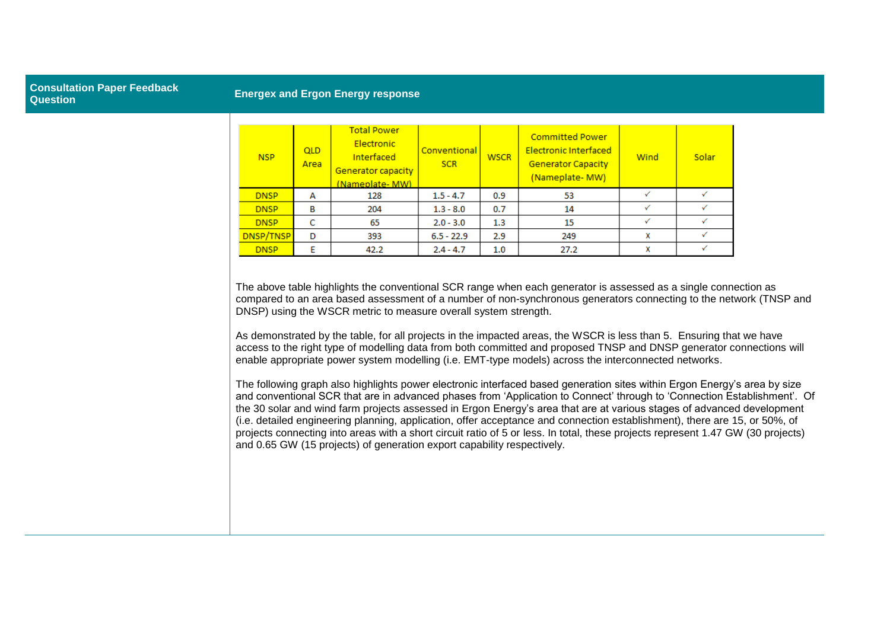| Consultation Paper Feedback Question | Energex and Ergon Energy response |
|---|---|

| NSP | QLD Area | Total Power Electronic Interfaced Generator capacity (Nameplate- MW) | Conventional SCR | WSCR | Committed Power Electronic Interfaced Generator Capacity (Nameplate- MW) | Wind | Solar |
|---|---|---|---|---|---|---|---|
| DNSP | A | 128 | 1.5 - 4.7 | 0.9 | 53 | ✓ | ✓ |
| DNSP | B | 204 | 1.3 - 8.0 | 0.7 | 14 | ✓ | ✓ |
| DNSP | C | 65 | 2.0 - 3.0 | 1.3 | 15 | ✓ | ✓ |
| DNSP/TNSP | D | 393 | 6.5 - 22.9 | 2.9 | 249 | x | ✓ |
| DNSP | E | 42.2 | 2.4 - 4.7 | 1.0 | 27.2 | x | ✓ |

The above table highlights the conventional SCR range when each generator is assessed as a single connection as compared to an area based assessment of a number of non-synchronous generators connecting to the network (TNSP and DNSP) using the WSCR metric to measure overall system strength.

As demonstrated by the table, for all projects in the impacted areas, the WSCR is less than 5. Ensuring that we have access to the right type of modelling data from both committed and proposed TNSP and DNSP generator connections will enable appropriate power system modelling (i.e. EMT-type models) across the interconnected networks.

The following graph also highlights power electronic interfaced based generation sites within Ergon Energy's area by size and conventional SCR that are in advanced phases from 'Application to Connect' through to 'Connection Establishment'. Of the 30 solar and wind farm projects assessed in Ergon Energy's area that are at various stages of advanced development (i.e. detailed engineering planning, application, offer acceptance and connection establishment), there are 15, or 50%, of projects connecting into areas with a short circuit ratio of 5 or less. In total, these projects represent 1.47 GW (30 projects) and 0.65 GW (15 projects) of generation export capability respectively.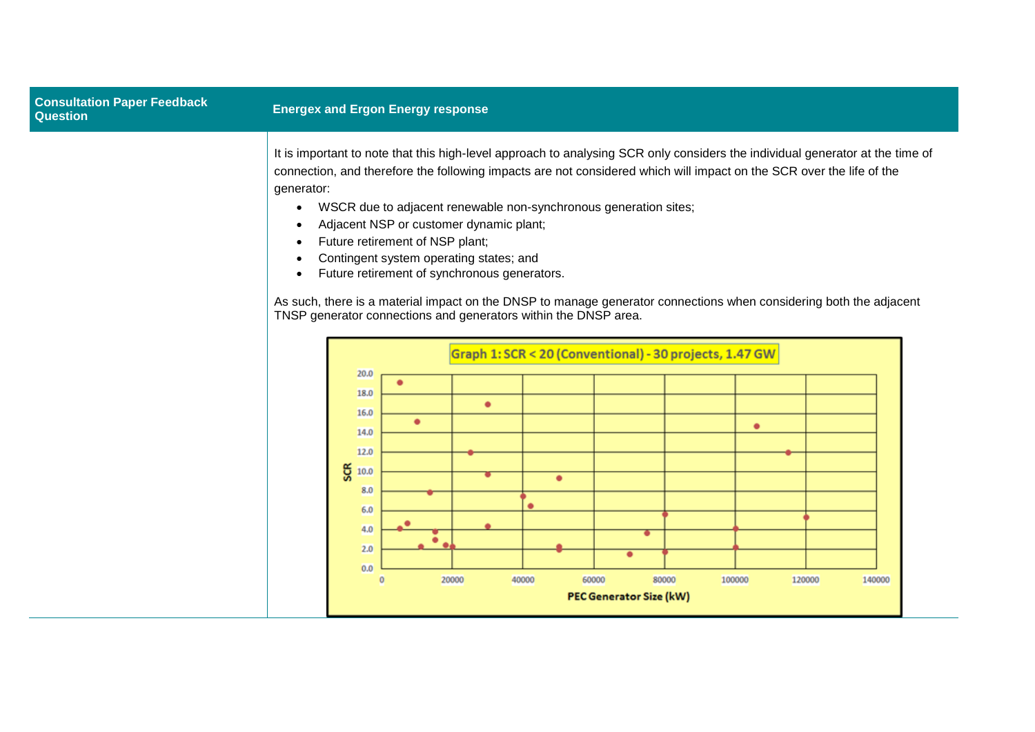| Consultation Paper Feedback Question | Energex and Ergon Energy response |
| --- | --- |
| | It is important to note that this high-level approach to analysing SCR only considers the individual generator at the time of connection, and therefore the following impacts are not considered which will impact on the SCR over the life of the generator:<br>• WSCR due to adjacent renewable non-synchronous generation sites;<br>• Adjacent NSP or customer dynamic plant;<br>• Future retirement of NSP plant;<br>• Contingent system operating states; and<br>• Future retirement of synchronous generators.<br><br>As such, there is a material impact on the DNSP to manage generator connections when considering both the adjacent TNSP generator connections and generators within the DNSP area. |

Graph 1: SCR < 20 (Conventional) - 30 projects, 1.47 GW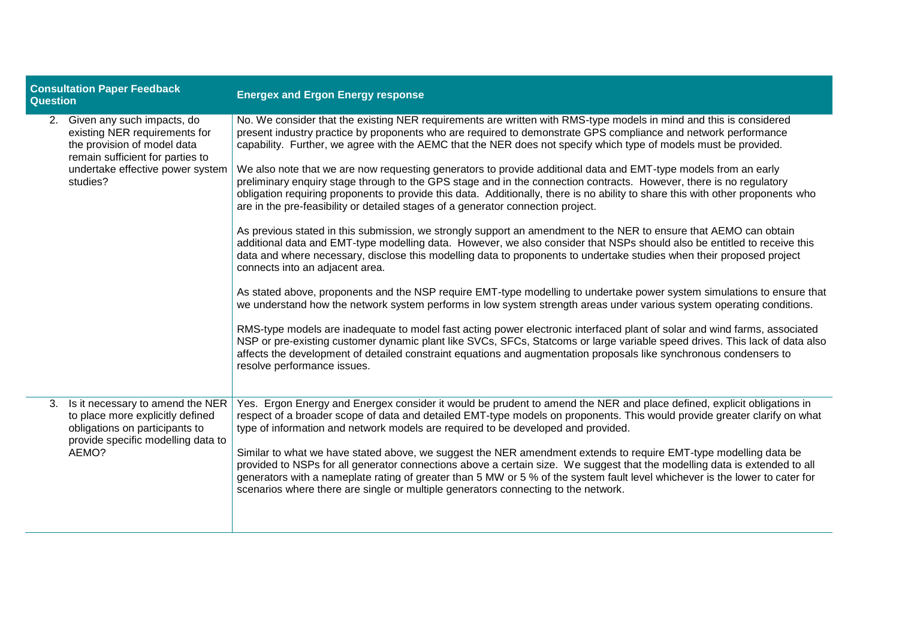| Consultation Paper Feedback Question | Energex and Ergon Energy response |
| --- | --- |
| 2. Given any such impacts, do existing NER requirements for the provision of model data remain sufficient for parties to undertake effective power system studies? | No. We consider that the existing NER requirements are written with RMS-type models in mind and this is considered present industry practice by proponents who are required to demonstrate GPS compliance and network performance capability. Further, we agree with the AEMC that the NER does not specify which type of models must be provided.<br><br>We also note that we are now requesting generators to provide additional data and EMT-type models from an early preliminary enquiry stage through to the GPS stage and in the connection contracts. However, there is no regulatory obligation requiring proponents to provide this data. Additionally, there is no ability to share this with other proponents who are in the pre-feasibility or detailed stages of a generator connection project.<br><br>As previous stated in this submission, we strongly support an amendment to the NER to ensure that AEMO can obtain additional data and EMT-type modelling data. However, we also consider that NSPs should also be entitled to receive this data and where necessary, disclose this modelling data to proponents to undertake studies when their proposed project connects into an adjacent area.<br><br>As stated above, proponents and the NSP require EMT-type modelling to undertake power system simulations to ensure that we understand how the network system performs in low system strength areas under various system operating conditions.<br><br>RMS-type models are inadequate to model fast acting power electronic interfaced plant of solar and wind farms, associated NSP or pre-existing customer dynamic plant like SVCs, SFCs, Statcoms or large variable speed drives. This lack of data also affects the development of detailed constraint equations and augmentation proposals like synchronous condensers to resolve performance issues. |
| 3. Is it necessary to amend the NER to place more explicitly defined obligations on participants to provide specific modelling data to AEMO? | Yes. Ergon Energy and Energex consider it would be prudent to amend the NER and place defined, explicit obligations in respect of a broader scope of data and detailed EMT-type models on proponents. This would provide greater clarify on what type of information and network models are required to be developed and provided.<br><br>Similar to what we have stated above, we suggest the NER amendment extends to require EMT-type modelling data be provided to NSPs for all generator connections above a certain size. We suggest that the modelling data is extended to all generators with a nameplate rating of greater than 5 MW or 5 % of the system fault level whichever is the lower to cater for scenarios where there are single or multiple generators connecting to the network. |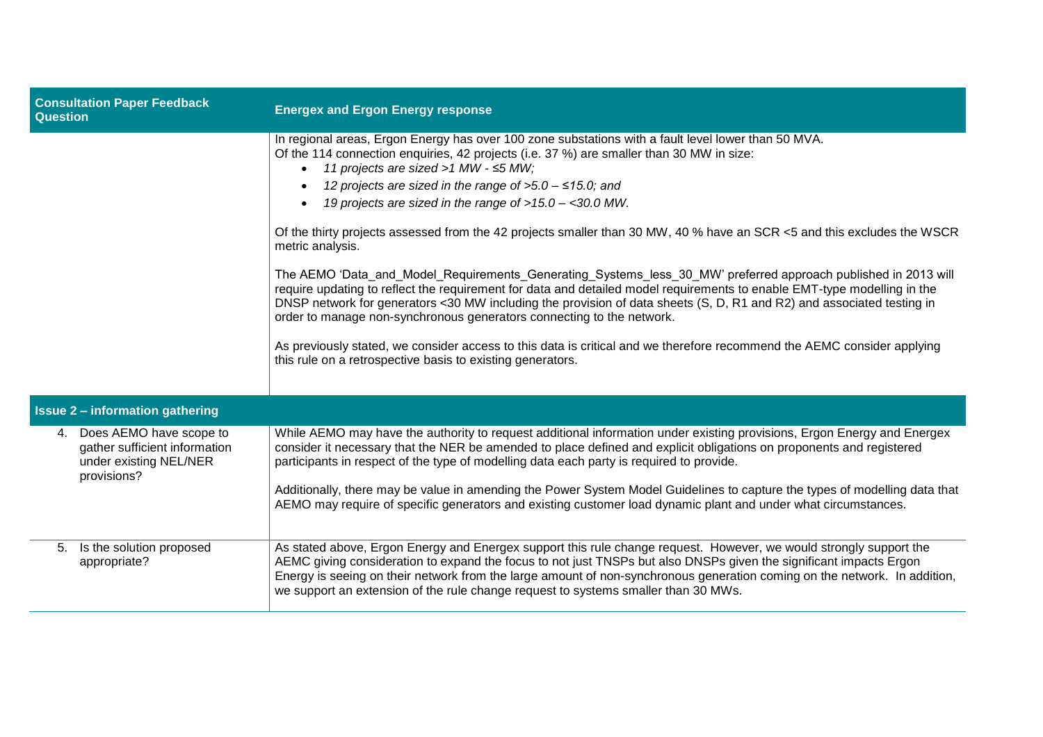| Consultation Paper Feedback Question | Energex and Ergon Energy response |
| --- | --- |
| | In regional areas, Ergon Energy has over 100 zone substations with a fault level lower than 50 MVA.<br>Of the 114 connection enquiries, 42 projects (i.e. 37 %) are smaller than 30 MW in size:<br>• *11 projects are sized >1 MW - ≤5 MW;*<br>• *12 projects are sized in the range of >5.0 – ≤15.0; and*<br>• *19 projects are sized in the range of >15.0 – <30.0 MW.*<br><br>Of the thirty projects assessed from the 42 projects smaller than 30 MW, 40 % have an SCR <5 and this excludes the WSCR metric analysis.<br><br>The AEMO 'Data_and_Model_Requirements_Generating_Systems_less_30_MW' preferred approach published in 2013 will require updating to reflect the requirement for data and detailed model requirements to enable EMT-type modelling in the DNSP network for generators <30 MW including the provision of data sheets (S, D, R1 and R2) and associated testing in order to manage non-synchronous generators connecting to the network.<br><br>As previously stated, we consider access to this data is critical and we therefore recommend the AEMC consider applying this rule on a retrospective basis to existing generators. |
| **Issue 2 – information gathering** | |
| 4. Does AEMO have scope to gather sufficient information under existing NEL/NER provisions? | While AEMO may have the authority to request additional information under existing provisions, Ergon Energy and Energex consider it necessary that the NER be amended to place defined and explicit obligations on proponents and registered participants in respect of the type of modelling data each party is required to provide.<br><br>Additionally, there may be value in amending the Power System Model Guidelines to capture the types of modelling data that AEMO may require of specific generators and existing customer load dynamic plant and under what circumstances. |
| 5. Is the solution proposed appropriate? | As stated above, Ergon Energy and Energex support this rule change request. However, we would strongly support the AEMC giving consideration to expand the focus to not just TNSPs but also DNSPs given the significant impacts Ergon Energy is seeing on their network from the large amount of non-synchronous generation coming on the network. In addition, we support an extension of the rule change request to systems smaller than 30 MWs. |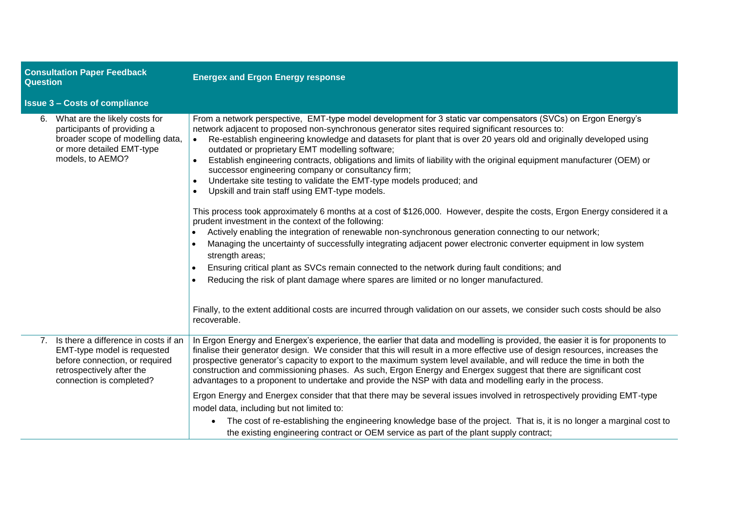| Consultation Paper Feedback Question | Energex and Ergon Energy response |
|---|---|
| **Issue 3 – Costs of compliance** | |
| 6. What are the likely costs for participants of providing a broader scope of modelling data, or more detailed EMT-type models, to AEMO? | From a network perspective, EMT-type model development for 3 static var compensators (SVCs) on Ergon Energy's network adjacent to proposed non-synchronous generator sites required significant resources to:<br>• Re-establish engineering knowledge and datasets for plant that is over 20 years old and originally developed using outdated or proprietary EMT modelling software;<br>• Establish engineering contracts, obligations and limits of liability with the original equipment manufacturer (OEM) or successor engineering company or consultancy firm;<br>• Undertake site testing to validate the EMT-type models produced; and<br>• Upskill and train staff using EMT-type models.<br><br>This process took approximately 6 months at a cost of $126,000. However, despite the costs, Ergon Energy considered it a prudent investment in the context of the following:<br>• Actively enabling the integration of renewable non-synchronous generation connecting to our network;<br>• Managing the uncertainty of successfully integrating adjacent power electronic converter equipment in low system strength areas;<br>• Ensuring critical plant as SVCs remain connected to the network during fault conditions; and<br>• Reducing the risk of plant damage where spares are limited or no longer manufactured.<br><br>Finally, to the extent additional costs are incurred through validation on our assets, we consider such costs should be also recoverable. |
| 7. Is there a difference in costs if an EMT-type model is requested before connection, or required retrospectively after the connection is completed? | In Ergon Energy and Energex's experience, the earlier that data and modelling is provided, the easier it is for proponents to finalise their generator design. We consider that this will result in a more effective use of design resources, increases the prospective generator's capacity to export to the maximum system level available, and will reduce the time in both the construction and commissioning phases. As such, Ergon Energy and Energex suggest that there are significant cost advantages to a proponent to undertake and provide the NSP with data and modelling early in the process.<br><br>Ergon Energy and Energex consider that that there may be several issues involved in retrospectively providing EMT-type model data, including but not limited to:<br>• The cost of re-establishing the engineering knowledge base of the project. That is, it is no longer a marginal cost to the existing engineering contract or OEM service as part of the plant supply contract; |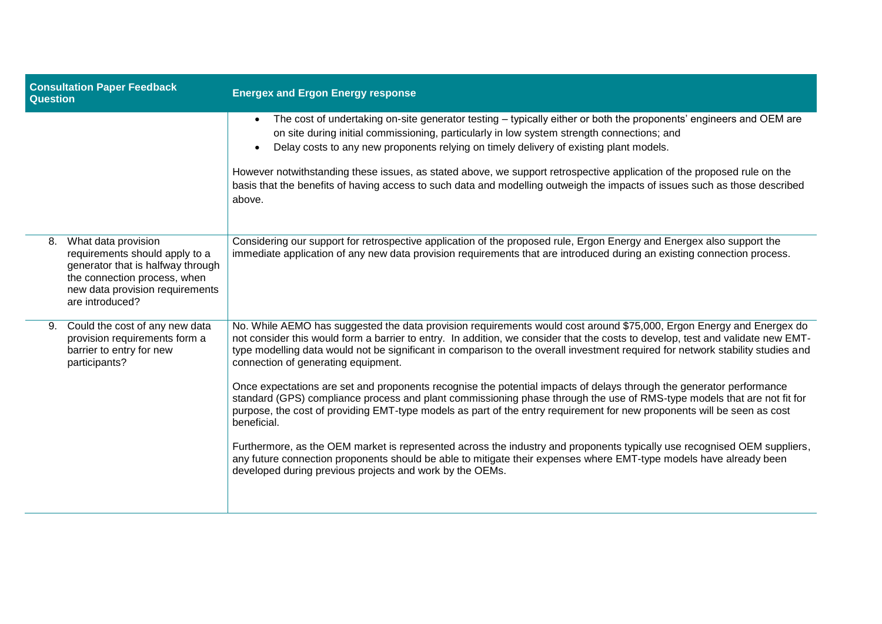| Consultation Paper Feedback Question | Energex and Ergon Energy response |
|---|---|
| | • The cost of undertaking on-site generator testing – typically either or both the proponents' engineers and OEM are on site during initial commissioning, particularly in low system strength connections; and<br>• Delay costs to any new proponents relying on timely delivery of existing plant models.<br><br>However notwithstanding these issues, as stated above, we support retrospective application of the proposed rule on the basis that the benefits of having access to such data and modelling outweigh the impacts of issues such as those described above. |
| 8. What data provision requirements should apply to a generator that is halfway through the connection process, when new data provision requirements are introduced? | Considering our support for retrospective application of the proposed rule, Ergon Energy and Energex also support the immediate application of any new data provision requirements that are introduced during an existing connection process. |
| 9. Could the cost of any new data provision requirements form a barrier to entry for new participants? | No. While AEMO has suggested the data provision requirements would cost around $75,000, Ergon Energy and Energex do not consider this would form a barrier to entry. In addition, we consider that the costs to develop, test and validate new EMT-type modelling data would not be significant in comparison to the overall investment required for network stability studies and connection of generating equipment.<br><br>Once expectations are set and proponents recognise the potential impacts of delays through the generator performance standard (GPS) compliance process and plant commissioning phase through the use of RMS-type models that are not fit for purpose, the cost of providing EMT-type models as part of the entry requirement for new proponents will be seen as cost beneficial.<br><br>Furthermore, as the OEM market is represented across the industry and proponents typically use recognised OEM suppliers, any future connection proponents should be able to mitigate their expenses where EMT-type models have already been developed during previous projects and work by the OEMs. |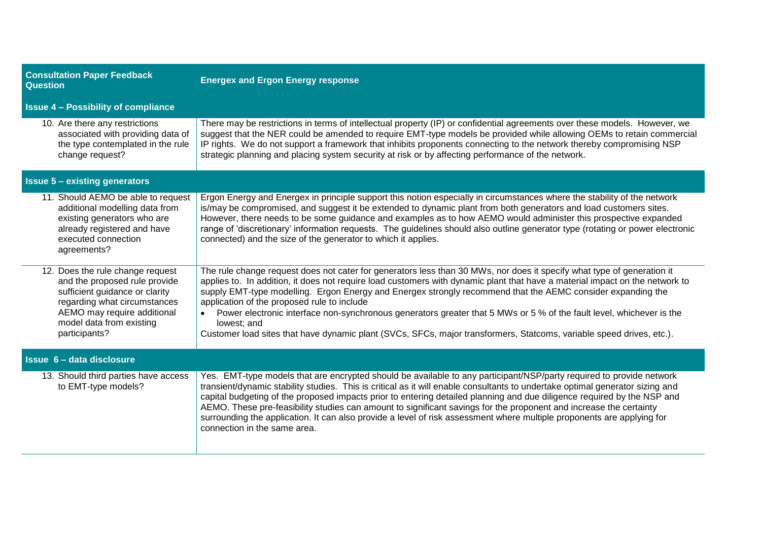| Consultation Paper Feedback Question | Energex and Ergon Energy response |
|---|---|
| **Issue 4 – Possibility of compliance** | |
| 10. Are there any restrictions associated with providing data of the type contemplated in the rule change request? | There may be restrictions in terms of intellectual property (IP) or confidential agreements over these models. However, we suggest that the NER could be amended to require EMT-type models be provided while allowing OEMs to retain commercial IP rights. We do not support a framework that inhibits proponents connecting to the network thereby compromising NSP strategic planning and placing system security at risk or by affecting performance of the network. |
| **Issue 5 – existing generators** | |
| 11. Should AEMO be able to request additional modelling data from existing generators who are already registered and have executed connection agreements? | Ergon Energy and Energex in principle support this notion especially in circumstances where the stability of the network is/may be compromised, and suggest it be extended to dynamic plant from both generators and load customers sites. However, there needs to be some guidance and examples as to how AEMO would administer this prospective expanded range of 'discretionary' information requests. The guidelines should also outline generator type (rotating or power electronic connected) and the size of the generator to which it applies. |
| 12. Does the rule change request and the proposed rule provide sufficient guidance or clarity regarding what circumstances AEMO may require additional model data from existing participants? | The rule change request does not cater for generators less than 30 MWs, nor does it specify what type of generation it applies to. In addition, it does not require load customers with dynamic plant that have a material impact on the network to supply EMT-type modelling. Ergon Energy and Energex strongly recommend that the AEMC consider expanding the application of the proposed rule to include<br>• Power electronic interface non-synchronous generators greater that 5 MWs or 5 % of the fault level, whichever is the lowest; and<br>Customer load sites that have dynamic plant (SVCs, SFCs, major transformers, Statcoms, variable speed drives, etc.). |
| **Issue 6 – data disclosure** | |
| 13. Should third parties have access to EMT-type models? | Yes. EMT-type models that are encrypted should be available to any participant/NSP/party required to provide network transient/dynamic stability studies. This is critical as it will enable consultants to undertake optimal generator sizing and capital budgeting of the proposed impacts prior to entering detailed planning and due diligence required by the NSP and AEMO. These pre-feasibility studies can amount to significant savings for the proponent and increase the certainty surrounding the application. It can also provide a level of risk assessment where multiple proponents are applying for connection in the same area. |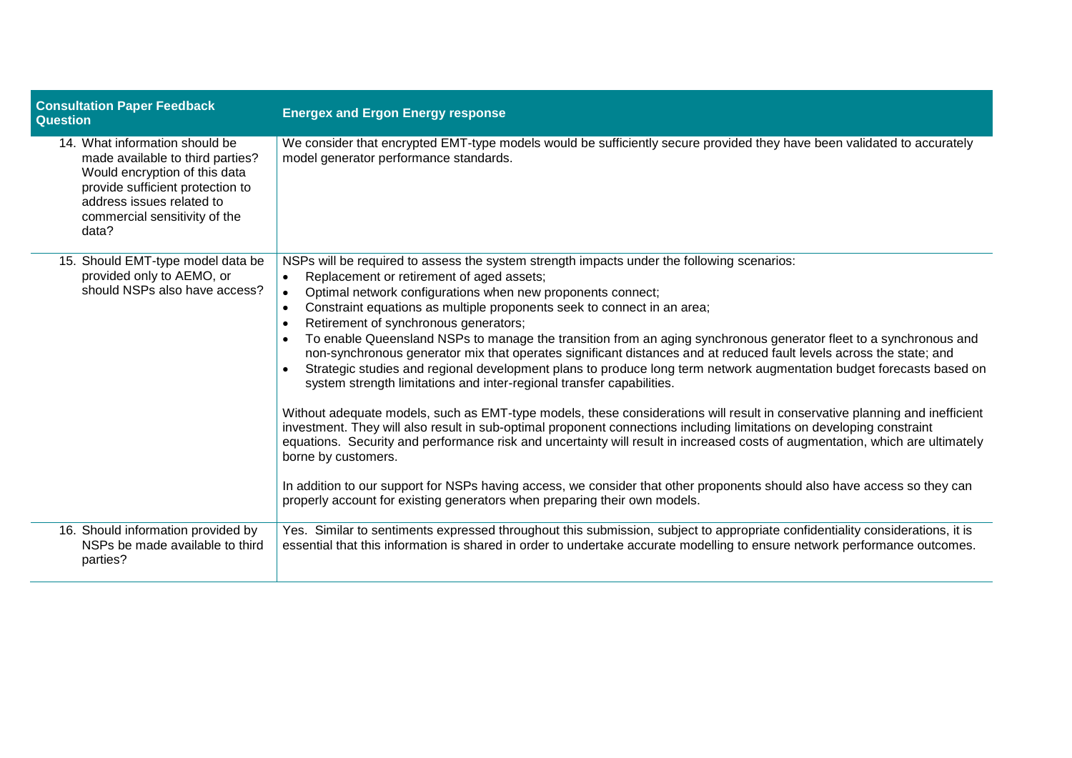| Consultation Paper Feedback Question | Energex and Ergon Energy response |
|---|---|
| 14. What information should be made available to third parties? Would encryption of this data provide sufficient protection to address issues related to commercial sensitivity of the data? | We consider that encrypted EMT-type models would be sufficiently secure provided they have been validated to accurately model generator performance standards. |
| 15. Should EMT-type model data be provided only to AEMO, or should NSPs also have access? | NSPs will be required to assess the system strength impacts under the following scenarios:<br>• Replacement or retirement of aged assets;<br>• Optimal network configurations when new proponents connect;<br>• Constraint equations as multiple proponents seek to connect in an area;<br>• Retirement of synchronous generators;<br>• To enable Queensland NSPs to manage the transition from an aging synchronous generator fleet to a synchronous and non-synchronous generator mix that operates significant distances and at reduced fault levels across the state; and<br>• Strategic studies and regional development plans to produce long term network augmentation budget forecasts based on system strength limitations and inter-regional transfer capabilities.<br><br>Without adequate models, such as EMT-type models, these considerations will result in conservative planning and inefficient investment. They will also result in sub-optimal proponent connections including limitations on developing constraint equations. Security and performance risk and uncertainty will result in increased costs of augmentation, which are ultimately borne by customers.<br><br>In addition to our support for NSPs having access, we consider that other proponents should also have access so they can properly account for existing generators when preparing their own models. |
| 16. Should information provided by NSPs be made available to third parties? | Yes. Similar to sentiments expressed throughout this submission, subject to appropriate confidentiality considerations, it is essential that this information is shared in order to undertake accurate modelling to ensure network performance outcomes. |